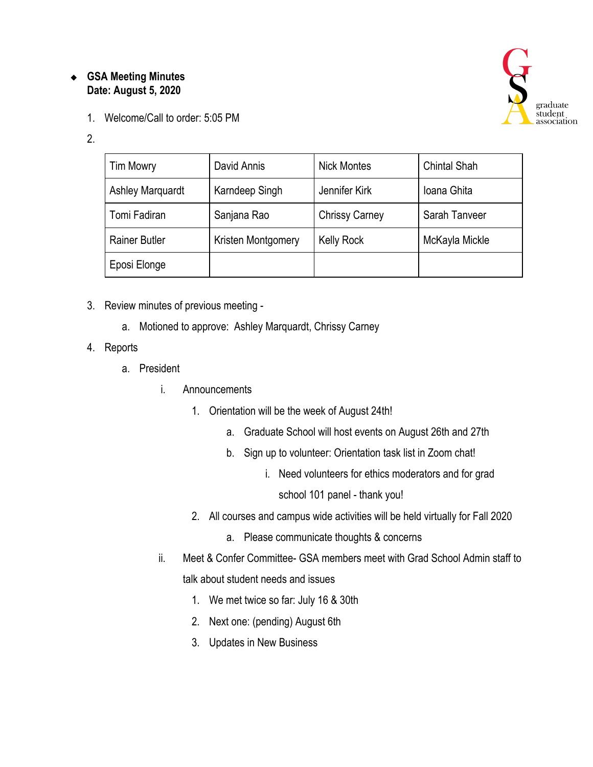- **GSA Meeting Minutes**
  **Date: August 5, 2020**

1. Welcome/Call to order: 5:05 PM
2. 

| Tim Mowry | David Annis | Nick Montes | Chintal Shah |
|---|---|---|---|
| Ashley Marquardt | Karndeep Singh | Jennifer Kirk | Ioana Ghita |
| Tomi Fadiran | Sanjana Rao | Chrissy Carney | Sarah Tanveer |
| Rainer Butler | Kristen Montgomery | Kelly Rock | McKayla Mickle |
| Eposi Elonge | | | |

3. Review minutes of previous meeting -
   a. Motioned to approve: Ashley Marquardt, Chrissy Carney
4. Reports
   a. President
      i. Announcements
         1. Orientation will be the week of August 24th!
            a. Graduate School will host events on August 26th and 27th
            b. Sign up to volunteer: Orientation task list in Zoom chat!
               i. Need volunteers for ethics moderators and for grad school 101 panel - thank you!
         2. All courses and campus wide activities will be held virtually for Fall 2020
            a. Please communicate thoughts & concerns
      ii. Meet & Confer Committee- GSA members meet with Grad School Admin staff to talk about student needs and issues
         1. We met twice so far: July 16 & 30th
         2. Next one: (pending) August 6th
         3. Updates in New Business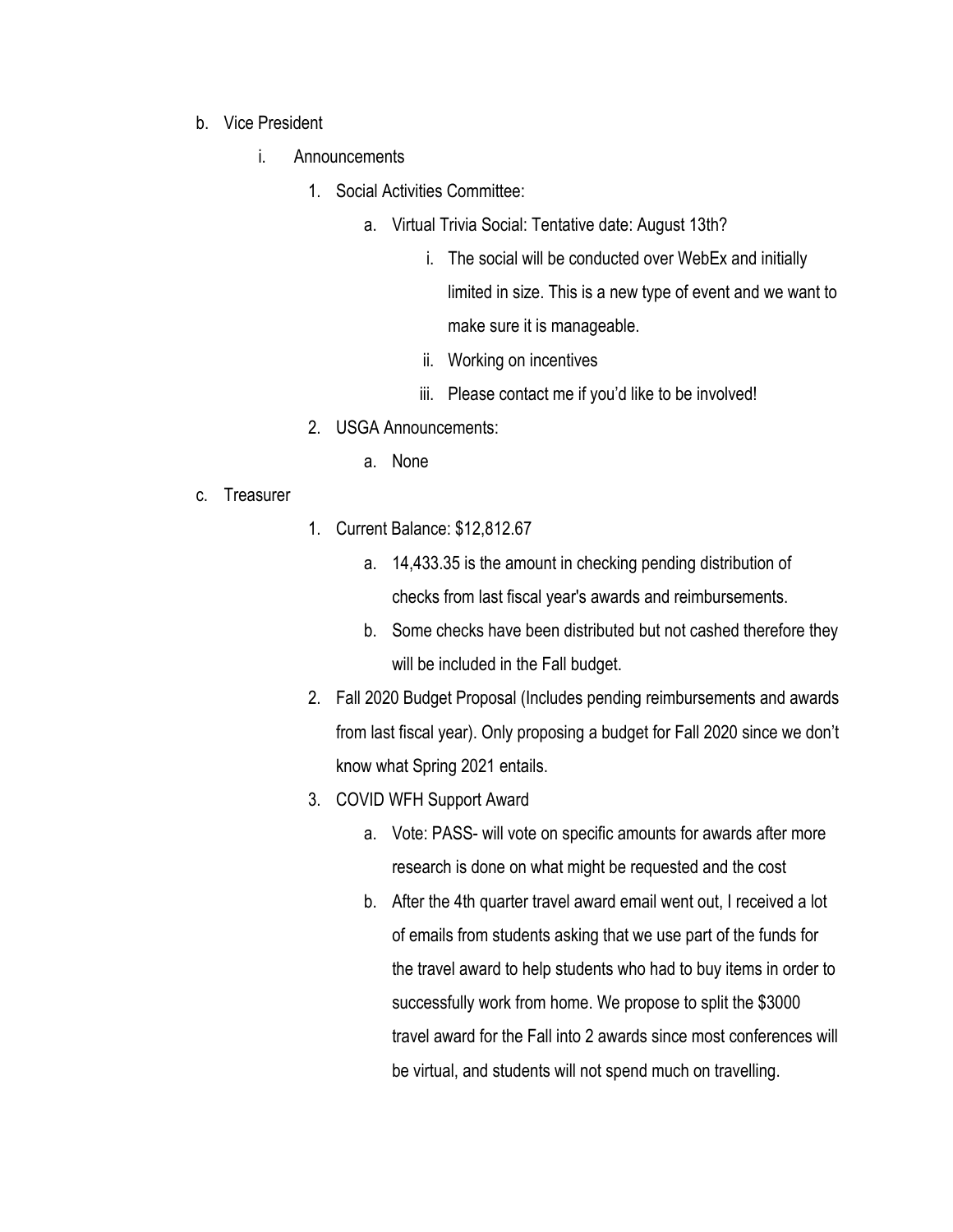b. Vice President

    i. Announcements

        1. Social Activities Committee:

            a. Virtual Trivia Social: Tentative date: August 13th?

                i. The social will be conducted over WebEx and initially limited in size. This is a new type of event and we want to make sure it is manageable.

                ii. Working on incentives

                iii. Please contact me if you'd like to be involved!

        2. USGA Announcements:

            a. None

c. Treasurer

        1. Current Balance: $12,812.67

            a. 14,433.35 is the amount in checking pending distribution of checks from last fiscal year's awards and reimbursements.

            b. Some checks have been distributed but not cashed therefore they will be included in the Fall budget.

        2. Fall 2020 Budget Proposal (Includes pending reimbursements and awards from last fiscal year). Only proposing a budget for Fall 2020 since we don't know what Spring 2021 entails.

        3. COVID WFH Support Award

            a. Vote: PASS- will vote on specific amounts for awards after more research is done on what might be requested and the cost

            b. After the 4th quarter travel award email went out, I received a lot of emails from students asking that we use part of the funds for the travel award to help students who had to buy items in order to successfully work from home. We propose to split the $3000 travel award for the Fall into 2 awards since most conferences will be virtual, and students will not spend much on travelling.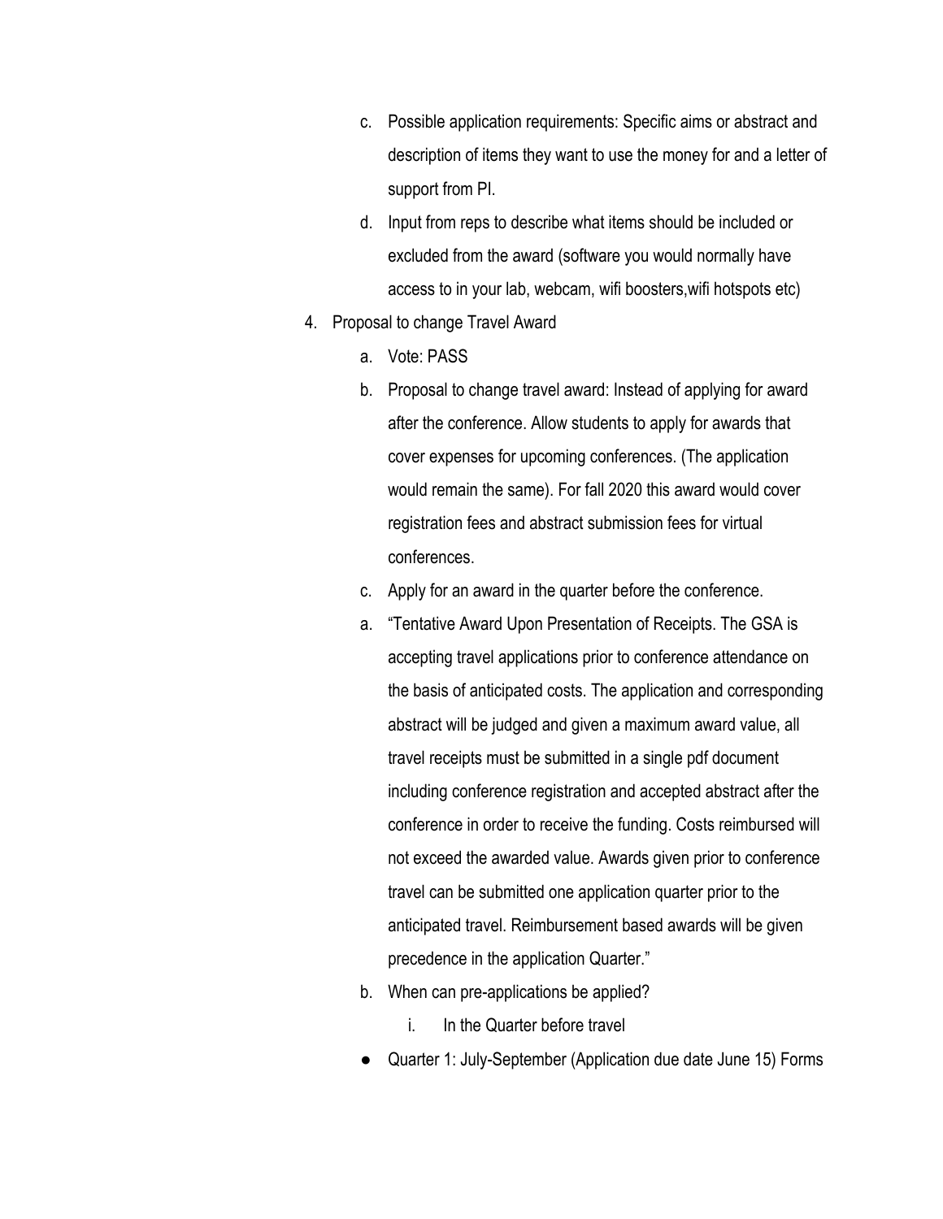c. Possible application requirements: Specific aims or abstract and description of items they want to use the money for and a letter of support from PI.
   d. Input from reps to describe what items should be included or excluded from the award (software you would normally have access to in your lab, webcam, wifi boosters,wifi hotspots etc)

4. Proposal to change Travel Award
   a. Vote: PASS
   b. Proposal to change travel award: Instead of applying for award after the conference. Allow students to apply for awards that cover expenses for upcoming conferences. (The application would remain the same). For fall 2020 this award would cover registration fees and abstract submission fees for virtual conferences.
   c. Apply for an award in the quarter before the conference.
   a. "Tentative Award Upon Presentation of Receipts. The GSA is accepting travel applications prior to conference attendance on the basis of anticipated costs. The application and corresponding abstract will be judged and given a maximum award value, all travel receipts must be submitted in a single pdf document including conference registration and accepted abstract after the conference in order to receive the funding. Costs reimbursed will not exceed the awarded value. Awards given prior to conference travel can be submitted one application quarter prior to the anticipated travel. Reimbursement based awards will be given precedence in the application Quarter."
   b. When can pre-applications be applied?
      i. In the Quarter before travel

   - Quarter 1: July-September (Application due date June 15) Forms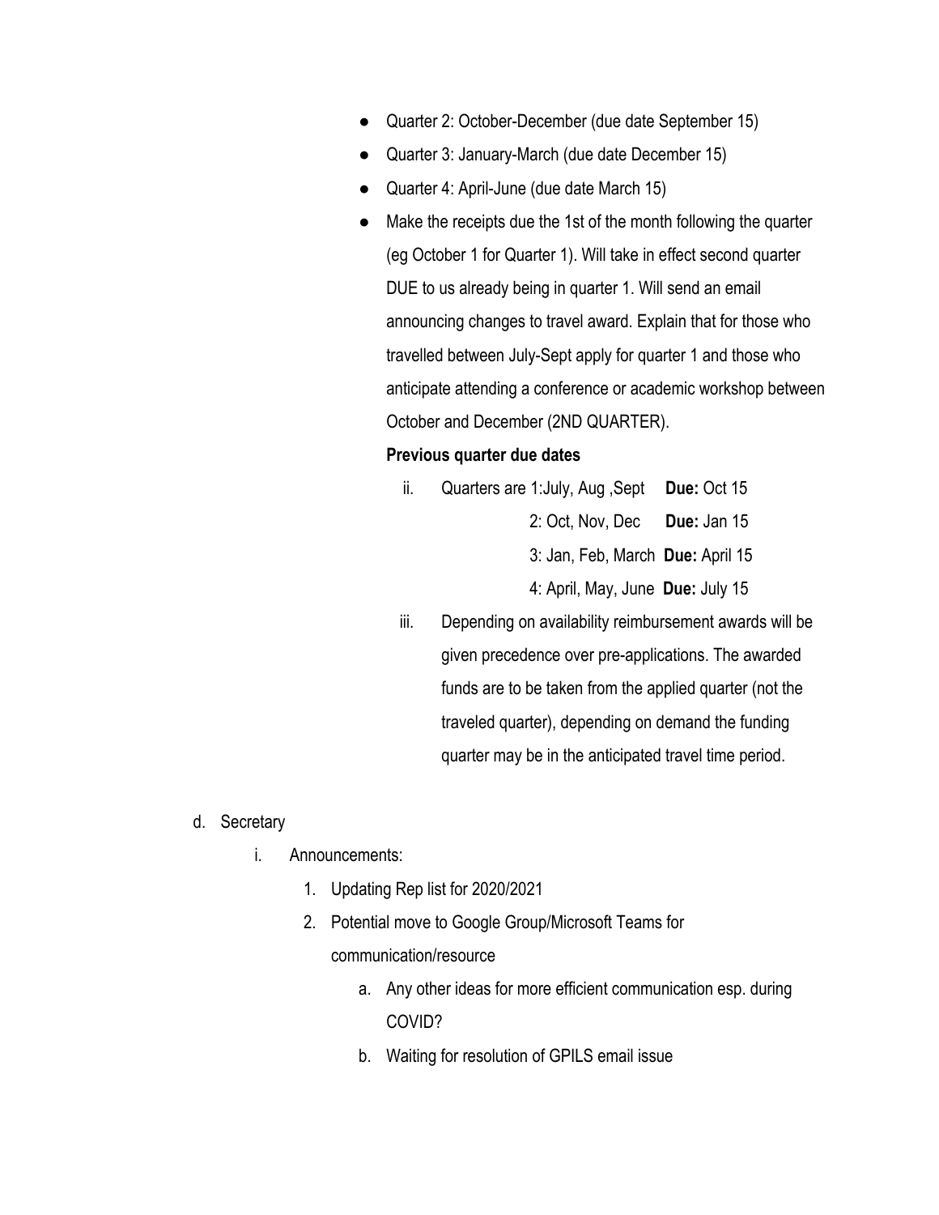- Quarter 2: October-December (due date September 15)
- Quarter 3: January-March (due date December 15)
- Quarter 4: April-June (due date March 15)
- Make the receipts due the 1st of the month following the quarter (eg October 1 for Quarter 1). Will take in effect second quarter DUE to us already being in quarter 1. Will send an email announcing changes to travel award. Explain that for those who travelled between July-Sept apply for quarter 1 and those who anticipate attending a conference or academic workshop between October and December (2ND QUARTER).

**Previous quarter due dates**

ii. Quarters are 1:July, Aug ,Sept **Due:** Oct 15
    2: Oct, Nov, Dec **Due:** Jan 15
    3: Jan, Feb, March **Due:** April 15
    4: April, May, June **Due:** July 15

iii. Depending on availability reimbursement awards will be given precedence over pre-applications. The awarded funds are to be taken from the applied quarter (not the traveled quarter), depending on demand the funding quarter may be in the anticipated travel time period.

d. Secretary

   i. Announcements:

      1. Updating Rep list for 2020/2021
      2. Potential move to Google Group/Microsoft Teams for communication/resource
         a. Any other ideas for more efficient communication esp. during COVID?
         b. Waiting for resolution of GPILS email issue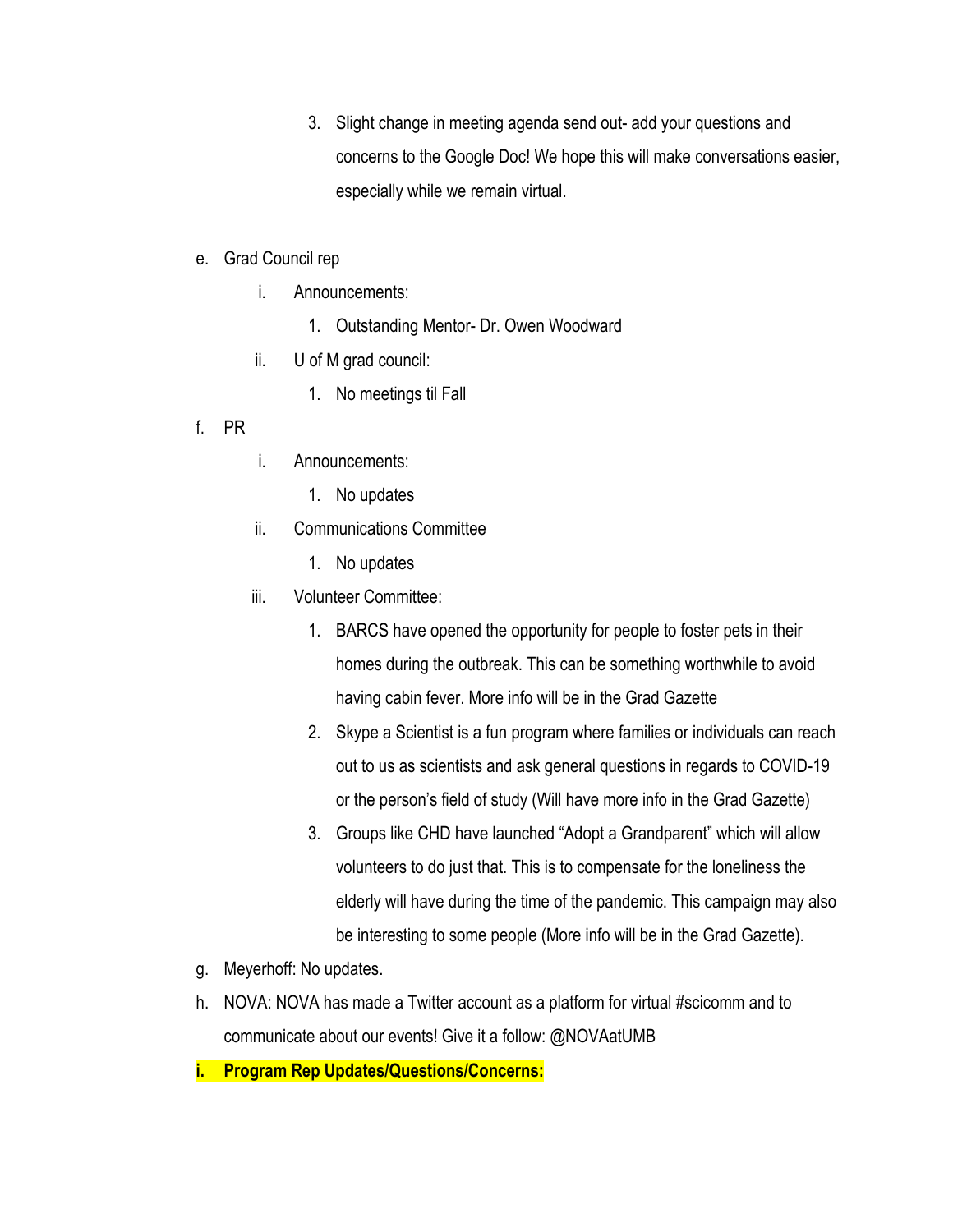3. Slight change in meeting agenda send out- add your questions and concerns to the Google Doc! We hope this will make conversations easier, especially while we remain virtual.

e. Grad Council rep
    i. Announcements:
        1. Outstanding Mentor- Dr. Owen Woodward
    ii. U of M grad council:
        1. No meetings til Fall

f. PR
    i. Announcements:
        1. No updates
    ii. Communications Committee
        1. No updates
    iii. Volunteer Committee:
        1. BARCS have opened the opportunity for people to foster pets in their homes during the outbreak. This can be something worthwhile to avoid having cabin fever. More info will be in the Grad Gazette
        2. Skype a Scientist is a fun program where families or individuals can reach out to us as scientists and ask general questions in regards to COVID-19 or the person's field of study (Will have more info in the Grad Gazette)
        3. Groups like CHD have launched "Adopt a Grandparent" which will allow volunteers to do just that. This is to compensate for the loneliness the elderly will have during the time of the pandemic. This campaign may also be interesting to some people (More info will be in the Grad Gazette).

g. Meyerhoff: No updates.

h. NOVA: NOVA has made a Twitter account as a platform for virtual #scicomm and to communicate about our events! Give it a follow: @NOVAatUMB

**i. Program Rep Updates/Questions/Concerns:**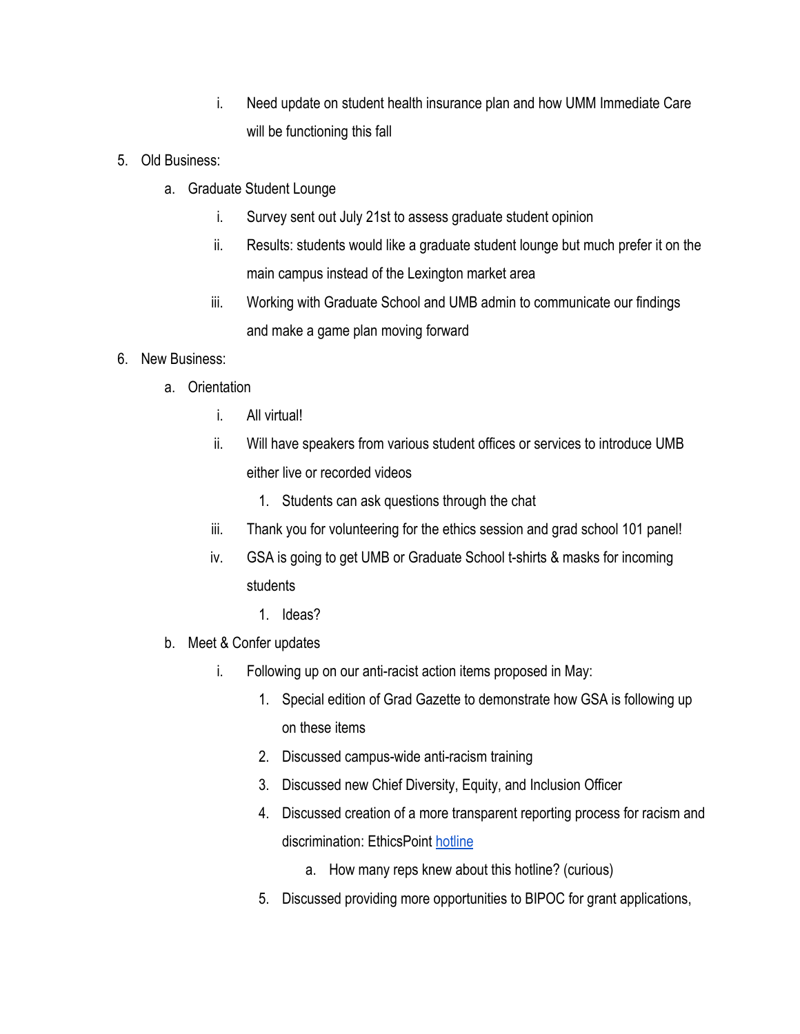i. Need update on student health insurance plan and how UMM Immediate Care will be functioning this fall

5. Old Business:
    a. Graduate Student Lounge
        i. Survey sent out July 21st to assess graduate student opinion
        ii. Results: students would like a graduate student lounge but much prefer it on the main campus instead of the Lexington market area
        iii. Working with Graduate School and UMB admin to communicate our findings and make a game plan moving forward
6. New Business:
    a. Orientation
        i. All virtual!
        ii. Will have speakers from various student offices or services to introduce UMB either live or recorded videos
            1. Students can ask questions through the chat
        iii. Thank you for volunteering for the ethics session and grad school 101 panel!
        iv. GSA is going to get UMB or Graduate School t-shirts & masks for incoming students
            1. Ideas?
    b. Meet & Confer updates
        i. Following up on our anti-racist action items proposed in May:
            1. Special edition of Grad Gazette to demonstrate how GSA is following up on these items
            2. Discussed campus-wide anti-racism training
            3. Discussed new Chief Diversity, Equity, and Inclusion Officer
            4. Discussed creation of a more transparent reporting process for racism and discrimination: EthicsPoint [hotline]
                a. How many reps knew about this hotline? (curious)
            5. Discussed providing more opportunities to BIPOC for grant applications,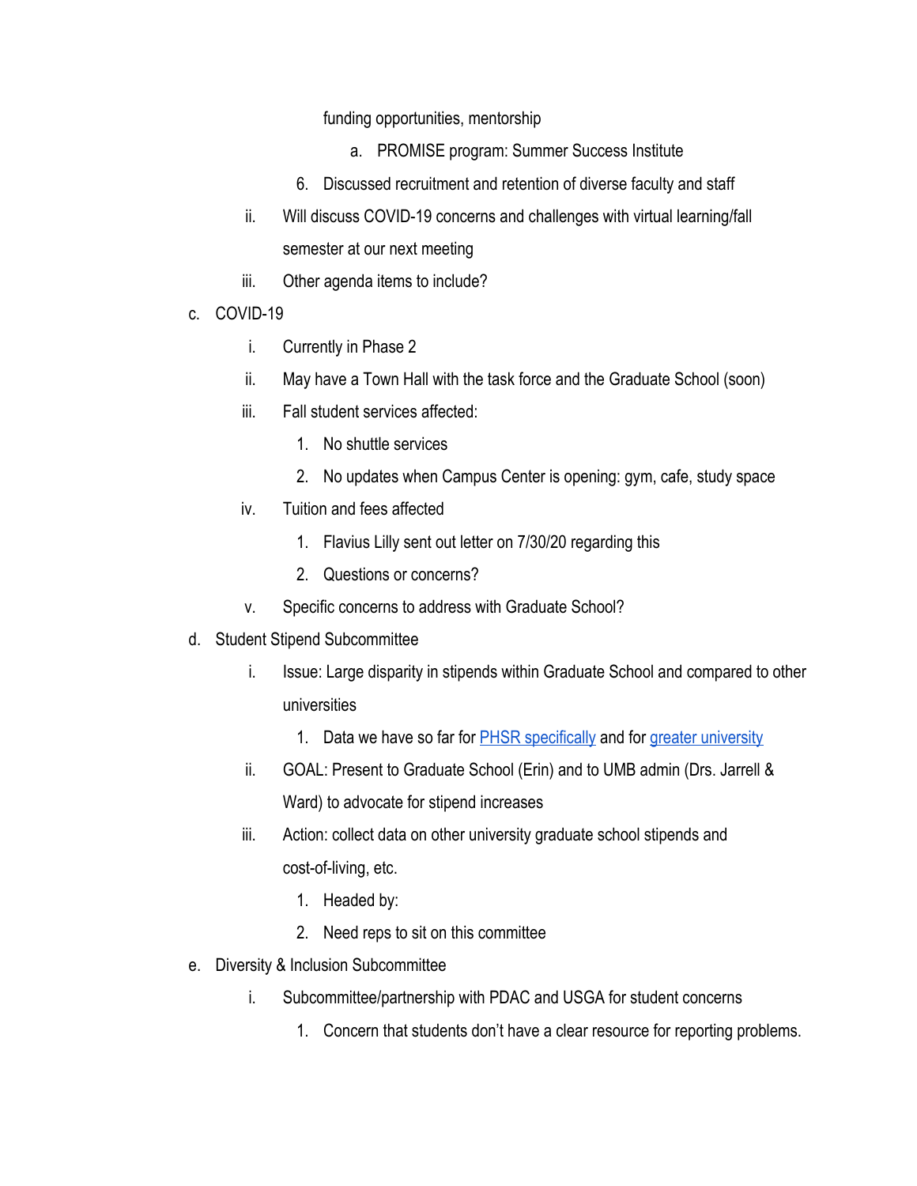funding opportunities, mentorship

  a. PROMISE program: Summer Success Institute

6. Discussed recruitment and retention of diverse faculty and staff

ii. Will discuss COVID-19 concerns and challenges with virtual learning/fall semester at our next meeting

iii. Other agenda items to include?

c. COVID-19

  i. Currently in Phase 2

  ii. May have a Town Hall with the task force and the Graduate School (soon)

  iii. Fall student services affected:

    1. No shuttle services

    2. No updates when Campus Center is opening: gym, cafe, study space

  iv. Tuition and fees affected

    1. Flavius Lilly sent out letter on 7/30/20 regarding this

    2. Questions or concerns?

  v. Specific concerns to address with Graduate School?

d. Student Stipend Subcommittee

  i. Issue: Large disparity in stipends within Graduate School and compared to other universities

    1. Data we have so far for PHSR specifically and for greater university

  ii. GOAL: Present to Graduate School (Erin) and to UMB admin (Drs. Jarrell & Ward) to advocate for stipend increases

  iii. Action: collect data on other university graduate school stipends and cost-of-living, etc.

    1. Headed by:

    2. Need reps to sit on this committee

e. Diversity & Inclusion Subcommittee

  i. Subcommittee/partnership with PDAC and USGA for student concerns

    1. Concern that students don't have a clear resource for reporting problems.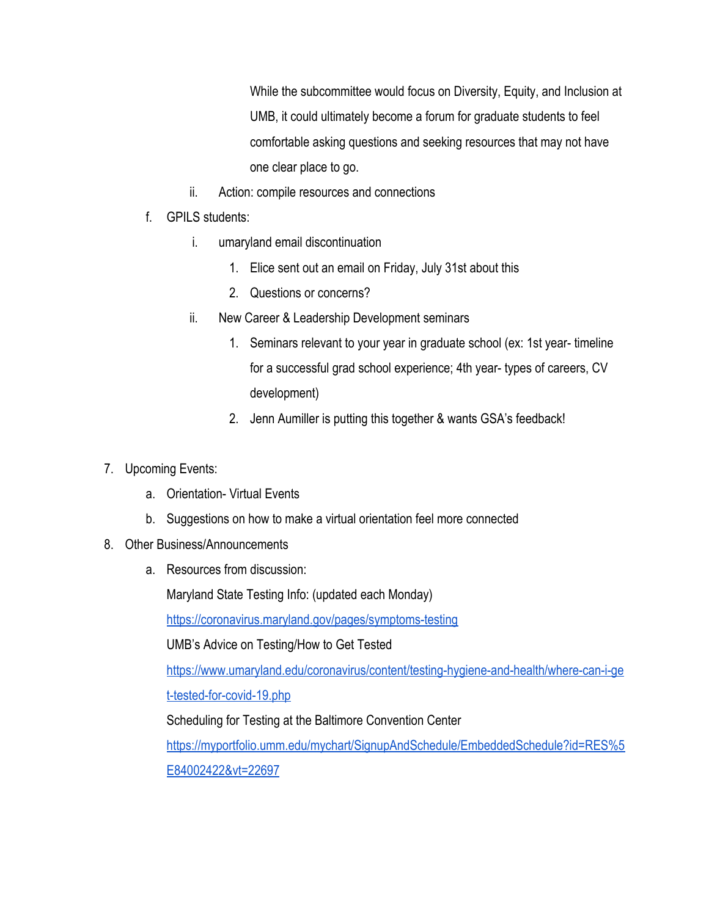While the subcommittee would focus on Diversity, Equity, and Inclusion at UMB, it could ultimately become a forum for graduate students to feel comfortable asking questions and seeking resources that may not have one clear place to go.

ii. Action: compile resources and connections

f. GPILS students:

   i. umaryland email discontinuation

      1. Elice sent out an email on Friday, July 31st about this
      2. Questions or concerns?

   ii. New Career & Leadership Development seminars

      1. Seminars relevant to your year in graduate school (ex: 1st year- timeline for a successful grad school experience; 4th year- types of careers, CV development)
      2. Jenn Aumiller is putting this together & wants GSA's feedback!

7. Upcoming Events:

   a. Orientation- Virtual Events
   b. Suggestions on how to make a virtual orientation feel more connected

8. Other Business/Announcements

   a. Resources from discussion:

      Maryland State Testing Info: (updated each Monday)

      https://coronavirus.maryland.gov/pages/symptoms-testing

      UMB's Advice on Testing/How to Get Tested

      https://www.umaryland.edu/coronavirus/content/testing-hygiene-and-health/where-can-i-get-tested-for-covid-19.php

      Scheduling for Testing at the Baltimore Convention Center

      https://myportfolio.umm.edu/mychart/SignupAndSchedule/EmbeddedSchedule?id=RES%5E84002422&vt=22697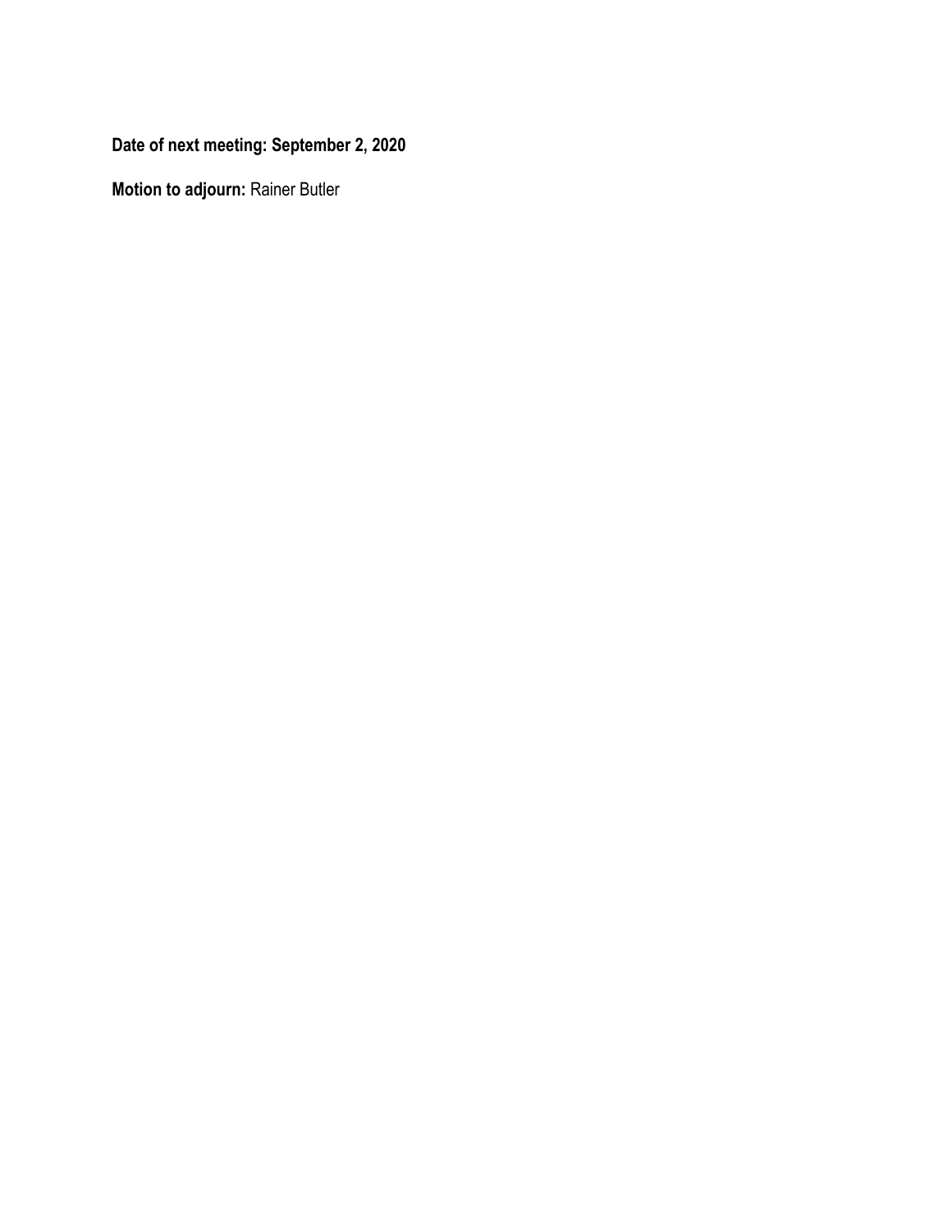**Date of next meeting: September 2, 2020**

**Motion to adjourn:** Rainer Butler